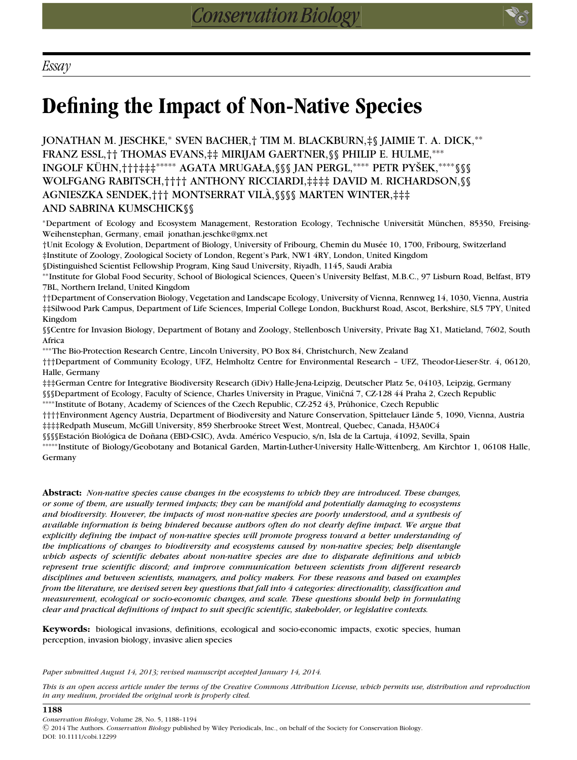*Essay*

# Defining the Impact of Non-Native Species

JONATHAN M. JESCHKE,* SVEN BACHER,† TIM M. BLACKBURN,‡§ JAIMIE T. A. DICK,** FRANZ ESSL,†† THOMAS EVANS,‡‡ MIRIJAM GAERTNER,§§ PHILIP E. HULME,*** INGOLF KÜHN,†††‡‡‡***** AGATA MRUGAŁA,§§§ JAN PERGL,**** PETR PYŠEK,****§§§ WOLFGANG RABITSCH,†††† ANTHONY RICCIARDI,‡‡‡‡ DAVID M. RICHARDSON,§§ AGNIESZKA SENDEK,††† MONTSERRAT VILÀ,§§§§ MARTEN WINTER,‡‡‡ AND SABRINA KUMSCHICK§§

*Department of Ecology and Ecosystem Management, Restoration Ecology, Technische Universität München, 85350, Freising-Weihenstephan, Germany, email jonathan.jeschke@gmx.net

†Unit Ecology & Evolution, Department of Biology, University of Fribourg, Chemin du Musée 10, 1700, Fribourg, Switzerland

‡Institute of Zoology, Zoological Society of London, Regent's Park, NW1 4RY, London, United Kingdom

§Distinguished Scientist Fellowship Program, King Saud University, Riyadh, 1145, Saudi Arabia

**Institute for Global Food Security, School of Biological Sciences, Queen's University Belfast, M.B.C., 97 Lisburn Road, Belfast, BT9 7BL, Northern Ireland, United Kingdom

††Department of Conservation Biology, Vegetation and Landscape Ecology, University of Vienna, Rennweg 14, 1030, Vienna, Austria

‡‡Silwood Park Campus, Department of Life Sciences, Imperial College London, Buckhurst Road, Ascot, Berkshire, SL5 7PY, United Kingdom

§§Centre for Invasion Biology, Department of Botany and Zoology, Stellenbosch University, Private Bag X1, Matieland, 7602, South Africa

***The Bio-Protection Research Centre, Lincoln University, PO Box 84, Christchurch, New Zealand

†††Department of Community Ecology, UFZ, Helmholtz Centre for Environmental Research – UFZ, Theodor-Lieser-Str. 4, 06120, Halle, Germany

‡‡‡German Centre for Integrative Biodiversity Research (iDiv) Halle-Jena-Leipzig, Deutscher Platz 5e, 04103, Leipzig, Germany

§§§Department of Ecology, Faculty of Science, Charles University in Prague, Viničná 7, CZ-128 44 Praha 2, Czech Republic

****Institute of Botany, Academy of Sciences of the Czech Republic, CZ-252 43, Průhonice, Czech Republic

††††Environment Agency Austria, Department of Biodiversity and Nature Conservation, Spittelauer Lände 5, 1090, Vienna, Austria

‡‡‡‡Redpath Museum, McGill University, 859 Sherbrooke Street West, Montreal, Quebec, Canada, H3A0C4

§§§§Estación Biológica de Doñana (EBD-CSIC), Avda. Américo Vespucio, s/n, Isla de la Cartuja, 41092, Sevilla, Spain

*****Institute of Biology/Geobotany and Botanical Garden, Martin-Luther-University Halle-Wittenberg, Am Kirchtor 1, 06108 Halle, Germany

**Abstract:** *Non-native species cause changes in the ecosystems to which they are introduced. These changes, or some of them, are usually termed impacts; they can be manifold and potentially damaging to ecosystems and biodiversity. However, the impacts of most non-native species are poorly understood, and a synthesis of available information is being hindered because authors often do not clearly define impact. We argue that explicitly defining the impact of non-native species will promote progress toward a better understanding of the implications of changes to biodiversity and ecosystems caused by non-native species; help disentangle which aspects of scientific debates about non-native species are due to disparate definitions and which represent true scientific discord; and improve communication between scientists from different research disciplines and between scientists, managers, and policy makers. For these reasons and based on examples from the literature, we devised seven key questions that fall into 4 categories: directionality, classification and measurement, ecological or socio-economic changes, and scale. These questions should help in formulating clear and practical definitions of impact to suit specific scientific, stakeholder, or legislative contexts.*

**Keywords:** biological invasions, definitions, ecological and socio-economic impacts, exotic species, human perception, invasion biology, invasive alien species

*Paper submitted August 14, 2013; revised manuscript accepted January 14, 2014.*

*This is an open access article under the terms of the Creative Commons Attribution License, which permits use, distribution and reproduction in any medium, provided the original work is properly cited.*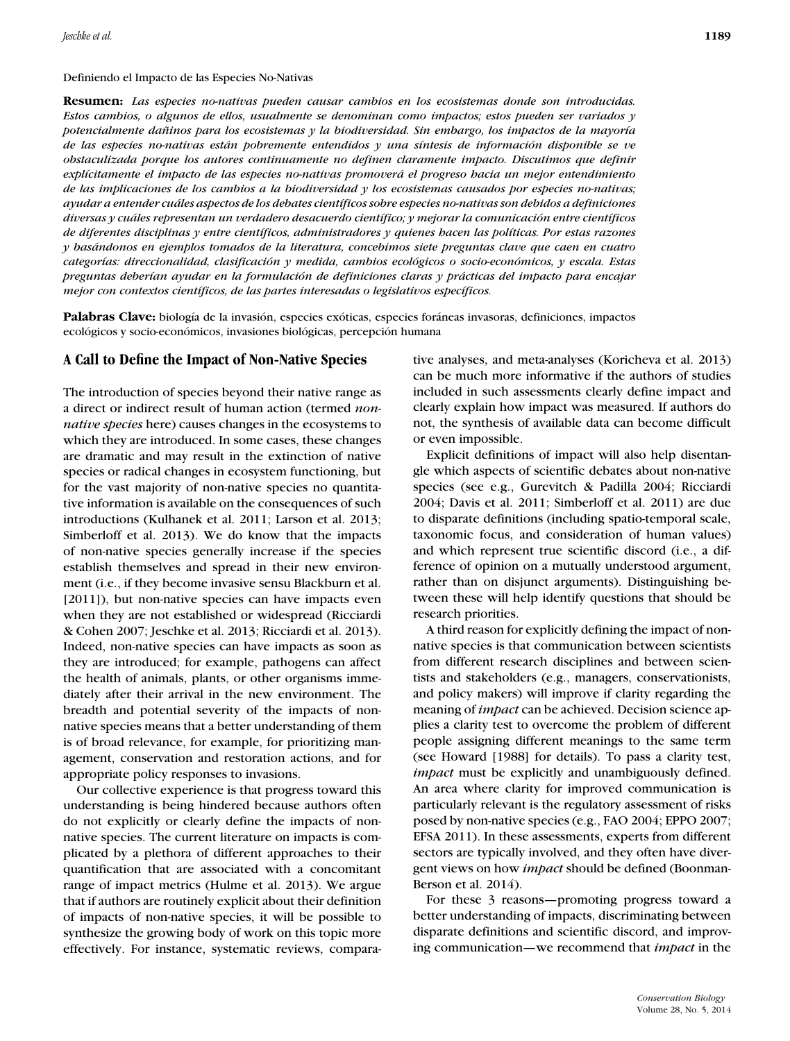Definiendo el Impacto de las Especies No-Nativas

**Resumen:** *Las especies no-nativas pueden causar cambios en los ecosistemas donde son introducidas. Estos cambios, o algunos de ellos, usualmente se denominan como impactos; estos pueden ser variados y potencialmente dañinos para los ecosistemas y la biodiversidad. Sin embargo, los impactos de la mayoría de las especies no-nativas están pobremente entendidos y una síntesis de información disponible se ve obstaculizada porque los autores continuamente no definen claramente impacto. Discutimos que definir explícitamente el impacto de las especies no-nativas promoverá el progreso hacia un mejor entendimiento de las implicaciones de los cambios a la biodiversidad y los ecosistemas causados por especies no-nativas; ayudar a entender cuáles aspectos de los debates científicos sobre especies no-nativas son debidos a definiciones diversas y cuáles representan un verdadero desacuerdo científico; y mejorar la comunicación entre científicos de diferentes disciplinas y entre científicos, administradores y quienes hacen las políticas. Por estas razones y basándonos en ejemplos tomados de la literatura, concebimos siete preguntas clave que caen en cuatro categorías: direccionalidad, clasificación y medida, cambios ecológicos o socio-económicos, y escala. Estas preguntas deberían ayudar en la formulación de definiciones claras y prácticas del impacto para encajar mejor con contextos científicos, de las partes interesadas o legislativos específicos.*

**Palabras Clave:** biología de la invasión, especies exóticas, especies foráneas invasoras, definiciones, impactos ecológicos y socio-económicos, invasiones biológicas, percepción humana

## A Call to Define the Impact of Non-Native Species

The introduction of species beyond their native range as a direct or indirect result of human action (termed *non-native species* here) causes changes in the ecosystems to which they are introduced. In some cases, these changes are dramatic and may result in the extinction of native species or radical changes in ecosystem functioning, but for the vast majority of non-native species no quantitative information is available on the consequences of such introductions (Kulhanek et al. 2011; Larson et al. 2013; Simberloff et al. 2013). We do know that the impacts of non-native species generally increase if the species establish themselves and spread in their new environment (i.e., if they become invasive sensu Blackburn et al. [2011]), but non-native species can have impacts even when they are not established or widespread (Ricciardi & Cohen 2007; Jeschke et al. 2013; Ricciardi et al. 2013). Indeed, non-native species can have impacts as soon as they are introduced; for example, pathogens can affect the health of animals, plants, or other organisms immediately after their arrival in the new environment. The breadth and potential severity of the impacts of non-native species means that a better understanding of them is of broad relevance, for example, for prioritizing management, conservation and restoration actions, and for appropriate policy responses to invasions.

Our collective experience is that progress toward this understanding is being hindered because authors often do not explicitly or clearly define the impacts of non-native species. The current literature on impacts is complicated by a plethora of different approaches to their quantification that are associated with a concomitant range of impact metrics (Hulme et al. 2013). We argue that if authors are routinely explicit about their definition of impacts of non-native species, it will be possible to synthesize the growing body of work on this topic more effectively. For instance, systematic reviews, comparative analyses, and meta-analyses (Koricheva et al. 2013) can be much more informative if the authors of studies included in such assessments clearly define impact and clearly explain how impact was measured. If authors do not, the synthesis of available data can become difficult or even impossible.

Explicit definitions of impact will also help disentangle which aspects of scientific debates about non-native species (see e.g., Gurevitch & Padilla 2004; Ricciardi 2004; Davis et al. 2011; Simberloff et al. 2011) are due to disparate definitions (including spatio-temporal scale, taxonomic focus, and consideration of human values) and which represent true scientific discord (i.e., a difference of opinion on a mutually understood argument, rather than on disjunct arguments). Distinguishing between these will help identify questions that should be research priorities.

A third reason for explicitly defining the impact of non-native species is that communication between scientists from different research disciplines and between scientists and stakeholders (e.g., managers, conservationists, and policy makers) will improve if clarity regarding the meaning of *impact* can be achieved. Decision science applies a clarity test to overcome the problem of different people assigning different meanings to the same term (see Howard [1988] for details). To pass a clarity test, *impact* must be explicitly and unambiguously defined. An area where clarity for improved communication is particularly relevant is the regulatory assessment of risks posed by non-native species (e.g., FAO 2004; EPPO 2007; EFSA 2011). In these assessments, experts from different sectors are typically involved, and they often have divergent views on how *impact* should be defined (Boonman-Berson et al. 2014).

For these 3 reasons—promoting progress toward a better understanding of impacts, discriminating between disparate definitions and scientific discord, and improving communication—we recommend that *impact* in the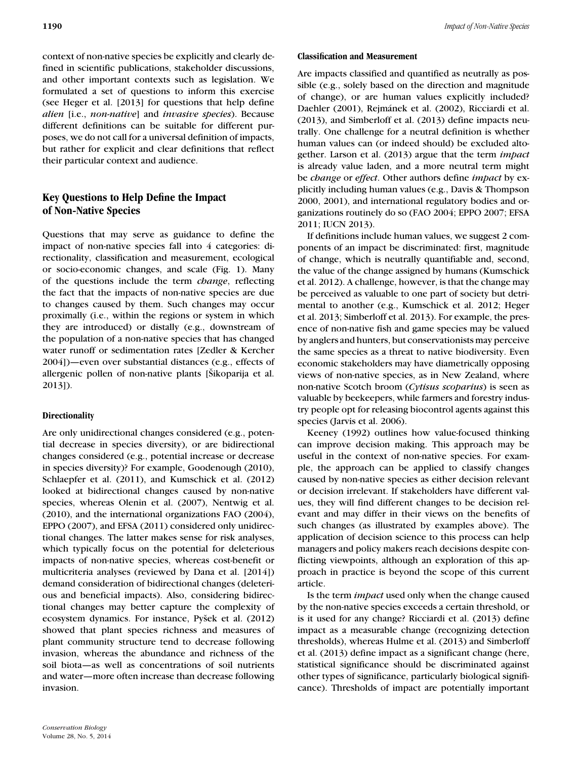context of non-native species be explicitly and clearly defined in scientific publications, stakeholder discussions, and other important contexts such as legislation. We formulated a set of questions to inform this exercise (see Heger et al. [2013] for questions that help define *alien* [i.e., *non-native*] and *invasive species*). Because different definitions can be suitable for different purposes, we do not call for a universal definition of impacts, but rather for explicit and clear definitions that reflect their particular context and audience.

## Key Questions to Help Define the Impact of Non-Native Species

Questions that may serve as guidance to define the impact of non-native species fall into 4 categories: directionality, classification and measurement, ecological or socio-economic changes, and scale (Fig. 1). Many of the questions include the term *change*, reflecting the fact that the impacts of non-native species are due to changes caused by them. Such changes may occur proximally (i.e., within the regions or system in which they are introduced) or distally (e.g., downstream of the population of a non-native species that has changed water runoff or sedimentation rates [Zedler & Kercher 2004])—even over substantial distances (e.g., effects of allergenic pollen of non-native plants [Šikoparija et al. 2013]).

### Directionality

Are only unidirectional changes considered (e.g., potential decrease in species diversity), or are bidirectional changes considered (e.g., potential increase or decrease in species diversity)? For example, Goodenough (2010), Schlaepfer et al. (2011), and Kumschick et al. (2012) looked at bidirectional changes caused by non-native species, whereas Olenin et al. (2007), Nentwig et al. (2010), and the international organizations FAO (2004), EPPO (2007), and EFSA (2011) considered only unidirectional changes. The latter makes sense for risk analyses, which typically focus on the potential for deleterious impacts of non-native species, whereas cost-benefit or multicriteria analyses (reviewed by Dana et al. [2014]) demand consideration of bidirectional changes (deleterious and beneficial impacts). Also, considering bidirectional changes may better capture the complexity of ecosystem dynamics. For instance, Pyšek et al. (2012) showed that plant species richness and measures of plant community structure tend to decrease following invasion, whereas the abundance and richness of the soil biota—as well as concentrations of soil nutrients and water—more often increase than decrease following invasion.

### Classification and Measurement

Are impacts classified and quantified as neutrally as possible (e.g., solely based on the direction and magnitude of change), or are human values explicitly included? Daehler (2001), Rejmánek et al. (2002), Ricciardi et al. (2013), and Simberloff et al. (2013) define impacts neutrally. One challenge for a neutral definition is whether human values can (or indeed should) be excluded altogether. Larson et al. (2013) argue that the term *impact* is already value laden, and a more neutral term might be *change* or *effect*. Other authors define *impact* by explicitly including human values (e.g., Davis & Thompson 2000, 2001), and international regulatory bodies and organizations routinely do so (FAO 2004; EPPO 2007; EFSA 2011; IUCN 2013).

If definitions include human values, we suggest 2 components of an impact be discriminated: first, magnitude of change, which is neutrally quantifiable and, second, the value of the change assigned by humans (Kumschick et al. 2012). A challenge, however, is that the change may be perceived as valuable to one part of society but detrimental to another (e.g., Kumschick et al. 2012; Heger et al. 2013; Simberloff et al. 2013). For example, the presence of non-native fish and game species may be valued by anglers and hunters, but conservationists may perceive the same species as a threat to native biodiversity. Even economic stakeholders may have diametrically opposing views of non-native species, as in New Zealand, where non-native Scotch broom (*Cytisus scoparius*) is seen as valuable by beekeepers, while farmers and forestry industry people opt for releasing biocontrol agents against this species (Jarvis et al. 2006).

Keeney (1992) outlines how value-focused thinking can improve decision making. This approach may be useful in the context of non-native species. For example, the approach can be applied to classify changes caused by non-native species as either decision relevant or decision irrelevant. If stakeholders have different values, they will find different changes to be decision relevant and may differ in their views on the benefits of such changes (as illustrated by examples above). The application of decision science to this process can help managers and policy makers reach decisions despite conflicting viewpoints, although an exploration of this approach in practice is beyond the scope of this current article.

Is the term *impact* used only when the change caused by the non-native species exceeds a certain threshold, or is it used for any change? Ricciardi et al. (2013) define impact as a measurable change (recognizing detection thresholds), whereas Hulme et al. (2013) and Simberloff et al. (2013) define impact as a significant change (here, statistical significance should be discriminated against other types of significance, particularly biological significance). Thresholds of impact are potentially important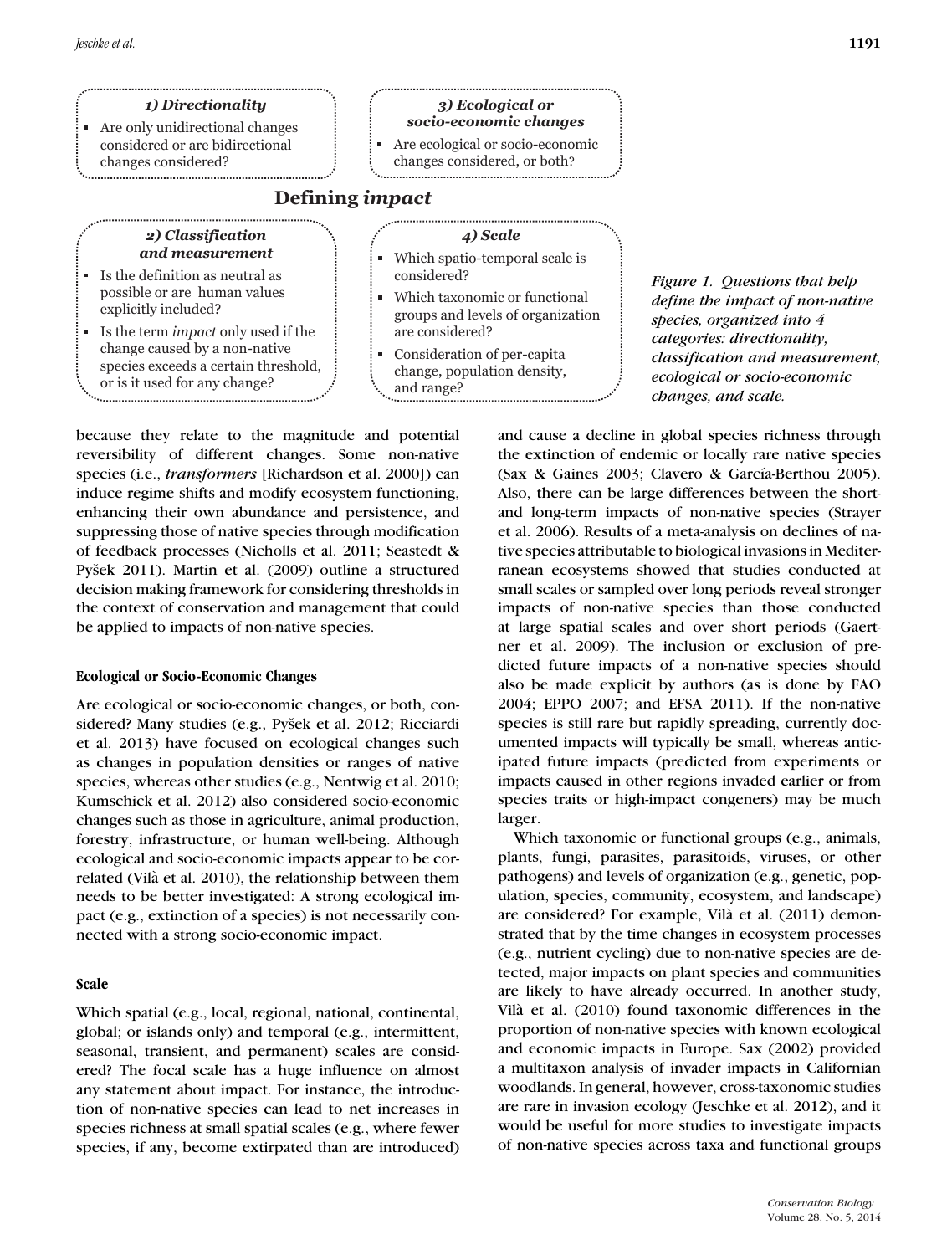**Defining *impact***

**1) Directionality**

- Are only unidirectional changes considered or are bidirectional changes considered?

**2) Classification and measurement**

- Is the definition as neutral as possible or are human values explicitly included?
- Is the term *impact* only used if the change caused by a non-native species exceeds a certain threshold, or is it used for any change?

**3) Ecological or socio-economic changes**

- Are ecological or socio-economic changes considered, or both?

**4) Scale**

- Which spatio-temporal scale is considered?
- Which taxonomic or functional groups and levels of organization are considered?
- Consideration of per-capita change, population density, and range?

*Figure 1. Questions that help define the impact of non-native species, organized into 4 categories: directionality, classification and measurement, ecological or socio-economic changes, and scale.*

because they relate to the magnitude and potential reversibility of different changes. Some non-native species (i.e., *transformers* [Richardson et al. 2000]) can induce regime shifts and modify ecosystem functioning, enhancing their own abundance and persistence, and suppressing those of native species through modification of feedback processes (Nicholls et al. 2011; Seastedt & Pyšek 2011). Martin et al. (2009) outline a structured decision making framework for considering thresholds in the context of conservation and management that could be applied to impacts of non-native species.

### Ecological or Socio-Economic Changes

Are ecological or socio-economic changes, or both, considered? Many studies (e.g., Pyšek et al. 2012; Ricciardi et al. 2013) have focused on ecological changes such as changes in population densities or ranges of native species, whereas other studies (e.g., Nentwig et al. 2010; Kumschick et al. 2012) also considered socio-economic changes such as those in agriculture, animal production, forestry, infrastructure, or human well-being. Although ecological and socio-economic impacts appear to be correlated (Vilà et al. 2010), the relationship between them needs to be better investigated: A strong ecological impact (e.g., extinction of a species) is not necessarily connected with a strong socio-economic impact.

### Scale

Which spatial (e.g., local, regional, national, continental, global; or islands only) and temporal (e.g., intermittent, seasonal, transient, and permanent) scales are considered? The focal scale has a huge influence on almost any statement about impact. For instance, the introduction of non-native species can lead to net increases in species richness at small spatial scales (e.g., where fewer species, if any, become extirpated than are introduced) and cause a decline in global species richness through the extinction of endemic or locally rare native species (Sax & Gaines 2003; Clavero & García-Berthou 2005). Also, there can be large differences between the short- and long-term impacts of non-native species (Strayer et al. 2006). Results of a meta-analysis on declines of native species attributable to biological invasions in Mediterranean ecosystems showed that studies conducted at small scales or sampled over long periods reveal stronger impacts of non-native species than those conducted at large spatial scales and over short periods (Gaertner et al. 2009). The inclusion or exclusion of predicted future impacts of a non-native species should also be made explicit by authors (as is done by FAO 2004; EPPO 2007; and EFSA 2011). If the non-native species is still rare but rapidly spreading, currently documented impacts will typically be small, whereas anticipated future impacts (predicted from experiments or impacts caused in other regions invaded earlier or from species traits or high-impact congeners) may be much larger.

Which taxonomic or functional groups (e.g., animals, plants, fungi, parasites, parasitoids, viruses, or other pathogens) and levels of organization (e.g., genetic, population, species, community, ecosystem, and landscape) are considered? For example, Vilà et al. (2011) demonstrated that by the time changes in ecosystem processes (e.g., nutrient cycling) due to non-native species are detected, major impacts on plant species and communities are likely to have already occurred. In another study, Vilà et al. (2010) found taxonomic differences in the proportion of non-native species with known ecological and economic impacts in Europe. Sax (2002) provided a multitaxon analysis of invader impacts in Californian woodlands. In general, however, cross-taxonomic studies are rare in invasion ecology (Jeschke et al. 2012), and it would be useful for more studies to investigate impacts of non-native species across taxa and functional groups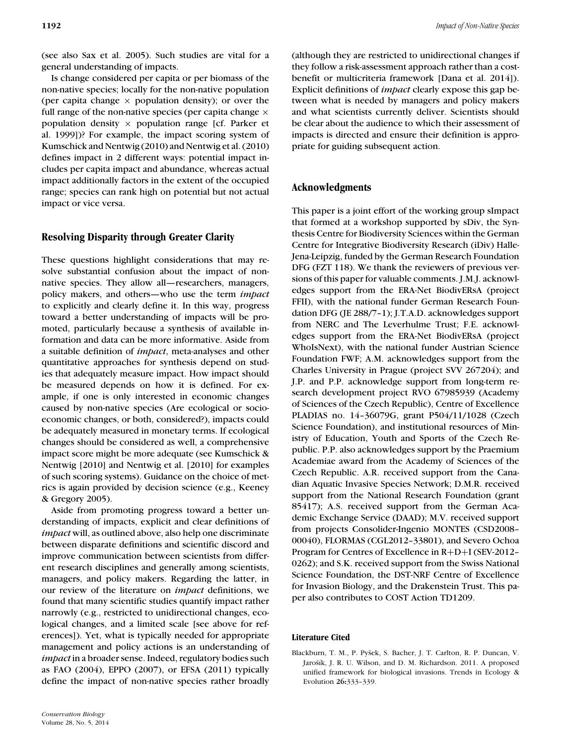(see also Sax et al. 2005). Such studies are vital for a general understanding of impacts.

Is change considered per capita or per biomass of the non-native species; locally for the non-native population (per capita change × population density); or over the full range of the non-native species (per capita change × population density × population range [cf. Parker et al. 1999])? For example, the impact scoring system of Kumschick and Nentwig (2010) and Nentwig et al. (2010) defines impact in 2 different ways: potential impact includes per capita impact and abundance, whereas actual impact additionally factors in the extent of the occupied range; species can rank high on potential but not actual impact or vice versa.

## Resolving Disparity through Greater Clarity

These questions highlight considerations that may resolve substantial confusion about the impact of non-native species. They allow all—researchers, managers, policy makers, and others—who use the term *impact* to explicitly and clearly define it. In this way, progress toward a better understanding of impacts will be promoted, particularly because a synthesis of available information and data can be more informative. Aside from a suitable definition of *impact*, meta-analyses and other quantitative approaches for synthesis depend on studies that adequately measure impact. How impact should be measured depends on how it is defined. For example, if one is only interested in economic changes caused by non-native species (Are ecological or socio-economic changes, or both, considered?), impacts could be adequately measured in monetary terms. If ecological changes should be considered as well, a comprehensive impact score might be more adequate (see Kumschick & Nentwig [2010] and Nentwig et al. [2010] for examples of such scoring systems). Guidance on the choice of metrics is again provided by decision science (e.g., Keeney & Gregory 2005).

Aside from promoting progress toward a better understanding of impacts, explicit and clear definitions of *impact* will, as outlined above, also help one discriminate between disparate definitions and scientific discord and improve communication between scientists from different research disciplines and generally among scientists, managers, and policy makers. Regarding the latter, in our review of the literature on *impact* definitions, we found that many scientific studies quantify impact rather narrowly (e.g., restricted to unidirectional changes, ecological changes, and a limited scale [see above for references]). Yet, what is typically needed for appropriate management and policy actions is an understanding of *impact* in a broader sense. Indeed, regulatory bodies such as FAO (2004), EPPO (2007), or EFSA (2011) typically define the impact of non-native species rather broadly (although they are restricted to unidirectional changes if they follow a risk-assessment approach rather than a cost-benefit or multicriteria framework [Dana et al. 2014]). Explicit definitions of *impact* clearly expose this gap between what is needed by managers and policy makers and what scientists currently deliver. Scientists should be clear about the audience to which their assessment of impacts is directed and ensure their definition is appropriate for guiding subsequent action.

## Acknowledgments

This paper is a joint effort of the working group sImpact that formed at a workshop supported by sDiv, the Synthesis Centre for Biodiversity Sciences within the German Centre for Integrative Biodiversity Research (iDiv) Halle-Jena-Leipzig, funded by the German Research Foundation DFG (FZT 118). We thank the reviewers of previous versions of this paper for valuable comments. J.M.J. acknowledges support from the ERA-Net BiodivERsA (project FFII), with the national funder German Research Foundation DFG (JE 288/7–1); J.T.A.D. acknowledges support from NERC and The Leverhulme Trust; F.E. acknowledges support from the ERA-Net BiodivERsA (project WhoIsNext), with the national funder Austrian Science Foundation FWF; A.M. acknowledges support from the Charles University in Prague (project SVV 267204); and J.P. and P.P. acknowledge support from long-term research development project RVO 67985939 (Academy of Sciences of the Czech Republic), Centre of Excellence PLADIAS no. 14–36079G, grant P504/11/1028 (Czech Science Foundation), and institutional resources of Ministry of Education, Youth and Sports of the Czech Republic. P.P. also acknowledges support by the Praemium Academiae award from the Academy of Sciences of the Czech Republic. A.R. received support from the Canadian Aquatic Invasive Species Network; D.M.R. received support from the National Research Foundation (grant 85417); A.S. received support from the German Academic Exchange Service (DAAD); M.V. received support from projects Consolider-Ingenio MONTES (CSD2008–00040), FLORMAS (CGL2012–33801), and Severo Ochoa Program for Centres of Excellence in R+D+I (SEV-2012–0262); and S.K. received support from the Swiss National Science Foundation, the DST-NRF Centre of Excellence for Invasion Biology, and the Drakenstein Trust. This paper also contributes to COST Action TD1209.

### Literature Cited

Blackburn, T. M., P. Pyšek, S. Bacher, J. T. Carlton, R. P. Duncan, V. Jarošík, J. R. U. Wilson, and D. M. Richardson. 2011. A proposed unified framework for biological invasions. Trends in Ecology & Evolution **26**:333–339.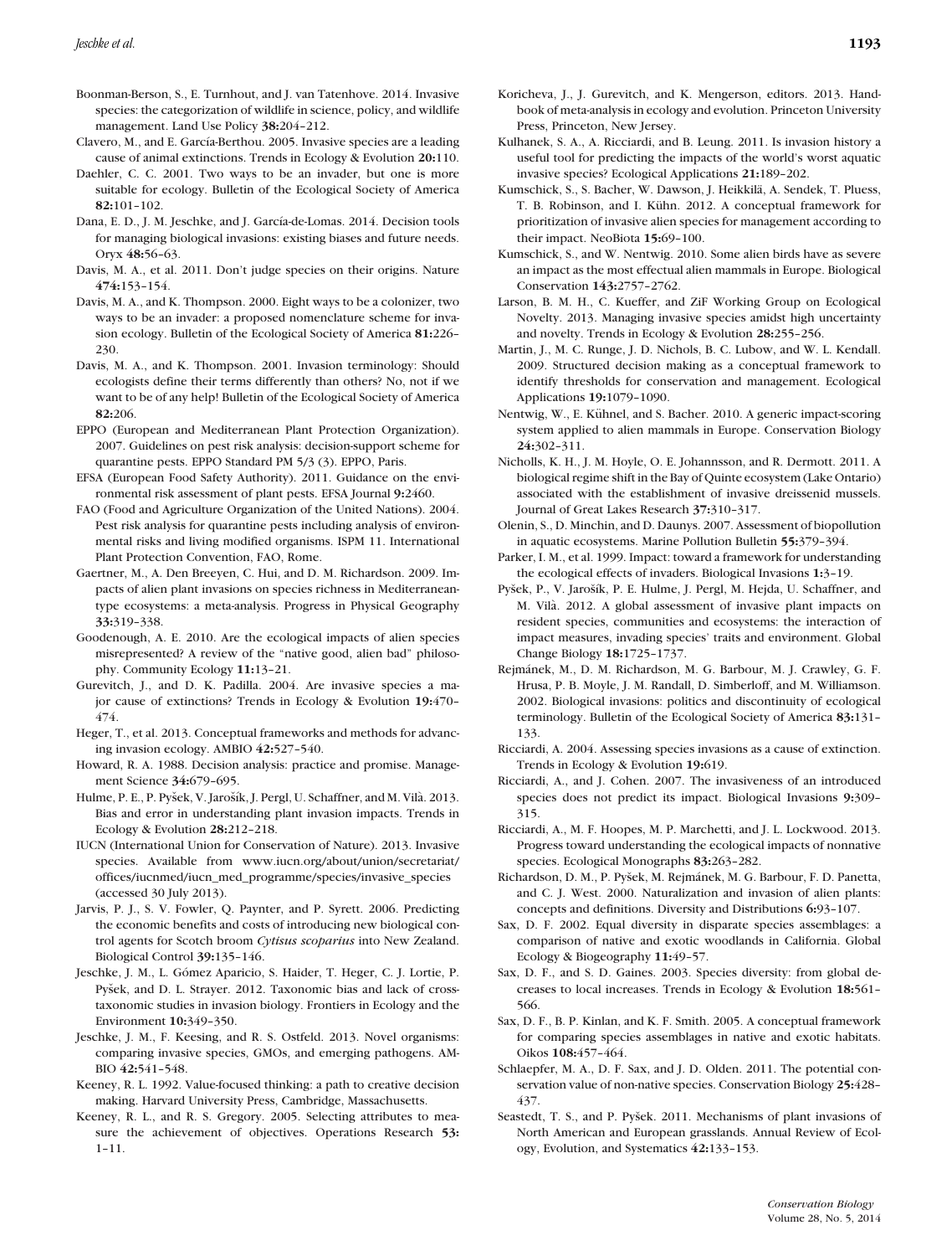Boonman-Berson, S., E. Turnhout, and J. van Tatenhove. 2014. Invasive species: the categorization of wildlife in science, policy, and wildlife management. Land Use Policy **38:**204–212.

Clavero, M., and E. García-Berthou. 2005. Invasive species are a leading cause of animal extinctions. Trends in Ecology & Evolution **20:**110.

Daehler, C. C. 2001. Two ways to be an invader, but one is more suitable for ecology. Bulletin of the Ecological Society of America **82:**101–102.

Dana, E. D., J. M. Jeschke, and J. García-de-Lomas. 2014. Decision tools for managing biological invasions: existing biases and future needs. Oryx **48:**56–63.

Davis, M. A., et al. 2011. Don't judge species on their origins. Nature **474:**153–154.

Davis, M. A., and K. Thompson. 2000. Eight ways to be a colonizer, two ways to be an invader: a proposed nomenclature scheme for invasion ecology. Bulletin of the Ecological Society of America **81:**226–230.

Davis, M. A., and K. Thompson. 2001. Invasion terminology: Should ecologists define their terms differently than others? No, not if we want to be of any help! Bulletin of the Ecological Society of America **82:**206.

EPPO (European and Mediterranean Plant Protection Organization). 2007. Guidelines on pest risk analysis: decision-support scheme for quarantine pests. EPPO Standard PM 5/3 (3). EPPO, Paris.

EFSA (European Food Safety Authority). 2011. Guidance on the environmental risk assessment of plant pests. EFSA Journal **9:**2460.

FAO (Food and Agriculture Organization of the United Nations). 2004. Pest risk analysis for quarantine pests including analysis of environmental risks and living modified organisms. ISPM 11. International Plant Protection Convention, FAO, Rome.

Gaertner, M., A. Den Breeyen, C. Hui, and D. M. Richardson. 2009. Impacts of alien plant invasions on species richness in Mediterranean-type ecosystems: a meta-analysis. Progress in Physical Geography **33:**319–338.

Goodenough, A. E. 2010. Are the ecological impacts of alien species misrepresented? A review of the "native good, alien bad" philosophy. Community Ecology **11:**13–21.

Gurevitch, J., and D. K. Padilla. 2004. Are invasive species a major cause of extinctions? Trends in Ecology & Evolution **19:**470–474.

Heger, T., et al. 2013. Conceptual frameworks and methods for advancing invasion ecology. AMBIO **42:**527–540.

Howard, R. A. 1988. Decision analysis: practice and promise. Management Science **34:**679–695.

Hulme, P. E., P. Pyšek, V. Jarošík, J. Pergl, U. Schaffner, and M. Vilà. 2013. Bias and error in understanding plant invasion impacts. Trends in Ecology & Evolution **28:**212–218.

IUCN (International Union for Conservation of Nature). 2013. Invasive species. Available from www.iucn.org/about/union/secretariat/offices/iucnmed/iucn_med_programme/species/invasive_species (accessed 30 July 2013).

Jarvis, P. J., S. V. Fowler, Q. Paynter, and P. Syrett. 2006. Predicting the economic benefits and costs of introducing new biological control agents for Scotch broom *Cytisus scoparius* into New Zealand. Biological Control **39:**135–146.

Jeschke, J. M., L. Gómez Aparicio, S. Haider, T. Heger, C. J. Lortie, P. Pyšek, and D. L. Strayer. 2012. Taxonomic bias and lack of cross-taxonomic studies in invasion biology. Frontiers in Ecology and the Environment **10:**349–350.

Jeschke, J. M., F. Keesing, and R. S. Ostfeld. 2013. Novel organisms: comparing invasive species, GMOs, and emerging pathogens. AMBIO **42:**541–548.

Keeney, R. L. 1992. Value-focused thinking: a path to creative decision making. Harvard University Press, Cambridge, Massachusetts.

Keeney, R. L., and R. S. Gregory. 2005. Selecting attributes to measure the achievement of objectives. Operations Research **53:** 1–11.

Koricheva, J., J. Gurevitch, and K. Mengerson, editors. 2013. Handbook of meta-analysis in ecology and evolution. Princeton University Press, Princeton, New Jersey.

Kulhanek, S. A., A. Ricciardi, and B. Leung. 2011. Is invasion history a useful tool for predicting the impacts of the world's worst aquatic invasive species? Ecological Applications **21:**189–202.

Kumschick, S., S. Bacher, W. Dawson, J. Heikkilä, A. Sendek, T. Pluess, T. B. Robinson, and I. Kühn. 2012. A conceptual framework for prioritization of invasive alien species for management according to their impact. NeoBiota **15:**69–100.

Kumschick, S., and W. Nentwig. 2010. Some alien birds have as severe an impact as the most effectual alien mammals in Europe. Biological Conservation **143:**2757–2762.

Larson, B. M. H., C. Kueffer, and ZiF Working Group on Ecological Novelty. 2013. Managing invasive species amidst high uncertainty and novelty. Trends in Ecology & Evolution **28:**255–256.

Martin, J., M. C. Runge, J. D. Nichols, B. C. Lubow, and W. L. Kendall. 2009. Structured decision making as a conceptual framework to identify thresholds for conservation and management. Ecological Applications **19:**1079–1090.

Nentwig, W., E. Kühnel, and S. Bacher. 2010. A generic impact-scoring system applied to alien mammals in Europe. Conservation Biology **24:**302–311.

Nicholls, K. H., J. M. Hoyle, O. E. Johannsson, and R. Dermott. 2011. A biological regime shift in the Bay of Quinte ecosystem (Lake Ontario) associated with the establishment of invasive dreissenid mussels. Journal of Great Lakes Research **37:**310–317.

Olenin, S., D. Minchin, and D. Daunys. 2007. Assessment of biopollution in aquatic ecosystems. Marine Pollution Bulletin **55:**379–394.

Parker, I. M., et al. 1999. Impact: toward a framework for understanding the ecological effects of invaders. Biological Invasions **1:**3–19.

Pyšek, P., V. Jarošík, P. E. Hulme, J. Pergl, M. Hejda, U. Schaffner, and M. Vilà. 2012. A global assessment of invasive plant impacts on resident species, communities and ecosystems: the interaction of impact measures, invading species' traits and environment. Global Change Biology **18:**1725–1737.

Rejmánek, M., D. M. Richardson, M. G. Barbour, M. J. Crawley, G. F. Hrusa, P. B. Moyle, J. M. Randall, D. Simberloff, and M. Williamson. 2002. Biological invasions: politics and discontinuity of ecological terminology. Bulletin of the Ecological Society of America **83:**131–133.

Ricciardi, A. 2004. Assessing species invasions as a cause of extinction. Trends in Ecology & Evolution **19:**619.

Ricciardi, A., and J. Cohen. 2007. The invasiveness of an introduced species does not predict its impact. Biological Invasions **9:**309–315.

Ricciardi, A., M. F. Hoopes, M. P. Marchetti, and J. L. Lockwood. 2013. Progress toward understanding the ecological impacts of nonnative species. Ecological Monographs **83:**263–282.

Richardson, D. M., P. Pyšek, M. Rejmánek, M. G. Barbour, F. D. Panetta, and C. J. West. 2000. Naturalization and invasion of alien plants: concepts and definitions. Diversity and Distributions **6:**93–107.

Sax, D. F. 2002. Equal diversity in disparate species assemblages: a comparison of native and exotic woodlands in California. Global Ecology & Biogeography **11:**49–57.

Sax, D. F., and S. D. Gaines. 2003. Species diversity: from global decreases to local increases. Trends in Ecology & Evolution **18:**561–566.

Sax, D. F., B. P. Kinlan, and K. F. Smith. 2005. A conceptual framework for comparing species assemblages in native and exotic habitats. Oikos **108:**457–464.

Schlaepfer, M. A., D. F. Sax, and J. D. Olden. 2011. The potential conservation value of non-native species. Conservation Biology **25:**428–437.

Seastedt, T. S., and P. Pyšek. 2011. Mechanisms of plant invasions of North American and European grasslands. Annual Review of Ecology, Evolution, and Systematics **42:**133–153.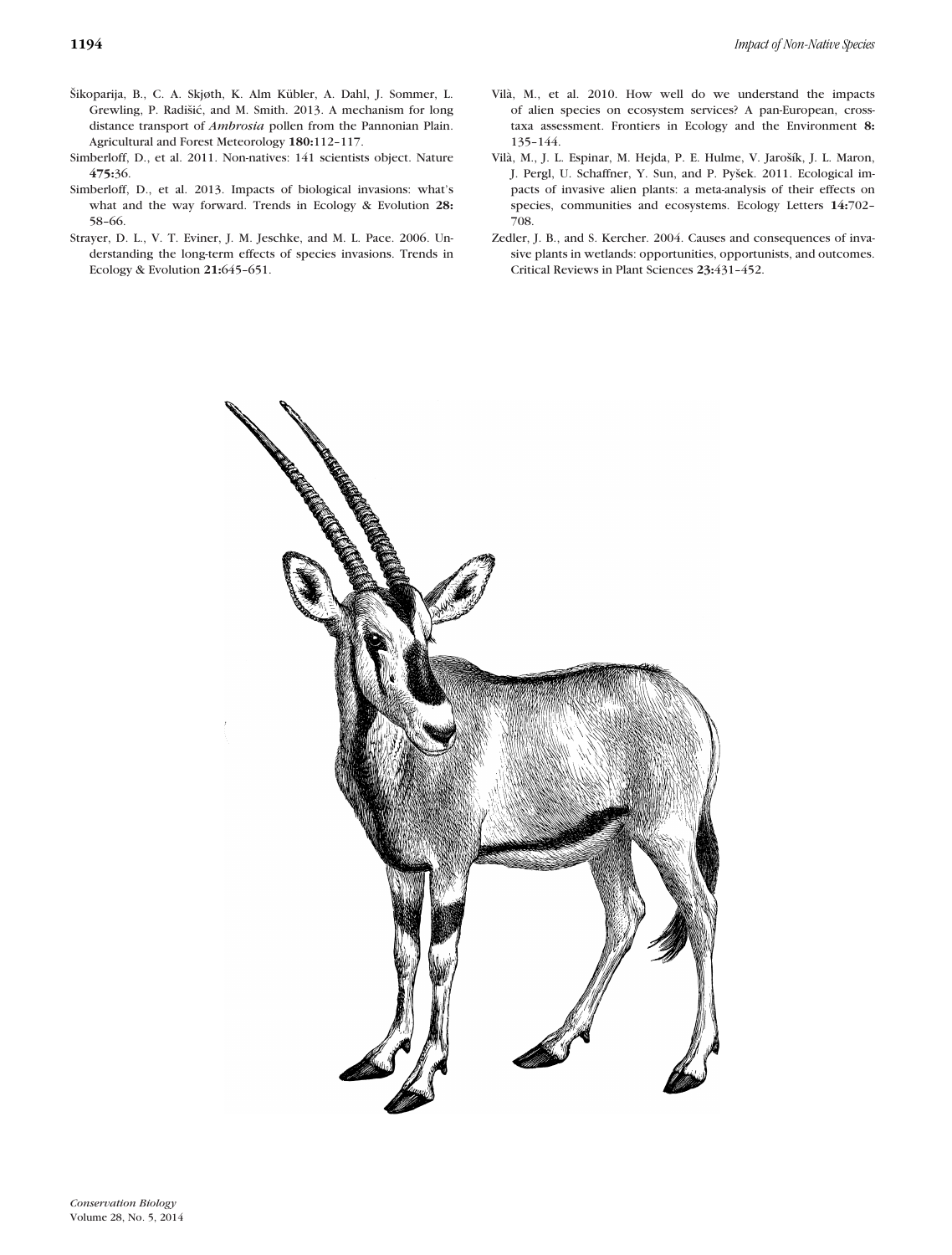Šikoparija, B., C. A. Skjøth, K. Alm Kübler, A. Dahl, J. Sommer, L. Grewling, P. Radišić, and M. Smith. 2013. A mechanism for long distance transport of *Ambrosia* pollen from the Pannonian Plain. Agricultural and Forest Meteorology **180:**112–117.

Simberloff, D., et al. 2011. Non-natives: 141 scientists object. Nature **475:**36.

Simberloff, D., et al. 2013. Impacts of biological invasions: what's what and the way forward. Trends in Ecology & Evolution **28:** 58–66.

Strayer, D. L., V. T. Eviner, J. M. Jeschke, and M. L. Pace. 2006. Understanding the long-term effects of species invasions. Trends in Ecology & Evolution **21:**645–651.

Vilà, M., et al. 2010. How well do we understand the impacts of alien species on ecosystem services? A pan-European, cross-taxa assessment. Frontiers in Ecology and the Environment **8:** 135–144.

Vilà, M., J. L. Espinar, M. Hejda, P. E. Hulme, V. Jarošík, J. L. Maron, J. Pergl, U. Schaffner, Y. Sun, and P. Pyšek. 2011. Ecological impacts of invasive alien plants: a meta-analysis of their effects on species, communities and ecosystems. Ecology Letters **14:**702–708.

Zedler, J. B., and S. Kercher. 2004. Causes and consequences of invasive plants in wetlands: opportunities, opportunists, and outcomes. Critical Reviews in Plant Sciences **23:**431–452.